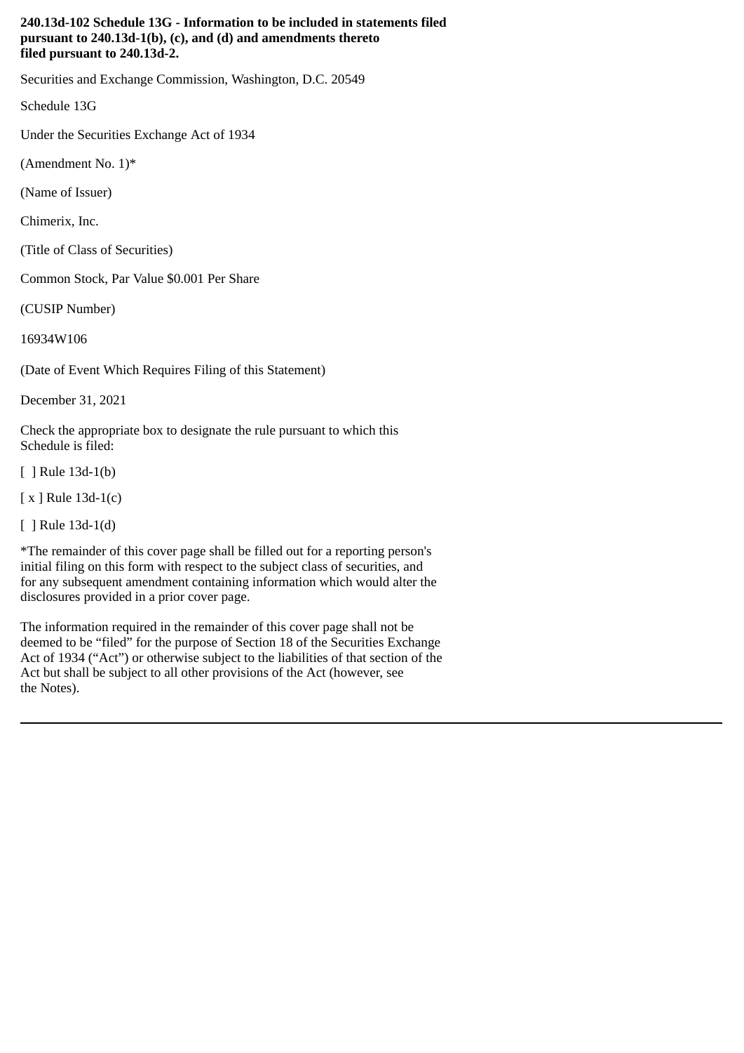**240.13d-102 Schedule 13G - Information to be included in statements filed pursuant to 240.13d-1(b), (c), and (d) and amendments thereto filed pursuant to 240.13d-2.**

Securities and Exchange Commission, Washington, D.C. 20549

Schedule 13G

Under the Securities Exchange Act of 1934

(Amendment No. 1)*

(Name of Issuer)

Chimerix, Inc.

(Title of Class of Securities)

Common Stock, Par Value $0.001 Per Share

(CUSIP Number)

16934W106

(Date of Event Which Requires Filing of this Statement)

December 31, 2021

Check the appropriate box to designate the rule pursuant to which this Schedule is filed:

[ ] Rule 13d-1(b)

[ x ] Rule 13d-1(c)

[ ] Rule 13d-1(d)

*The remainder of this cover page shall be filled out for a reporting person's initial filing on this form with respect to the subject class of securities, and for any subsequent amendment containing information which would alter the disclosures provided in a prior cover page.

The information required in the remainder of this cover page shall not be deemed to be "filed" for the purpose of Section 18 of the Securities Exchange Act of 1934 ("Act") or otherwise subject to the liabilities of that section of the Act but shall be subject to all other provisions of the Act (however, see the Notes).

---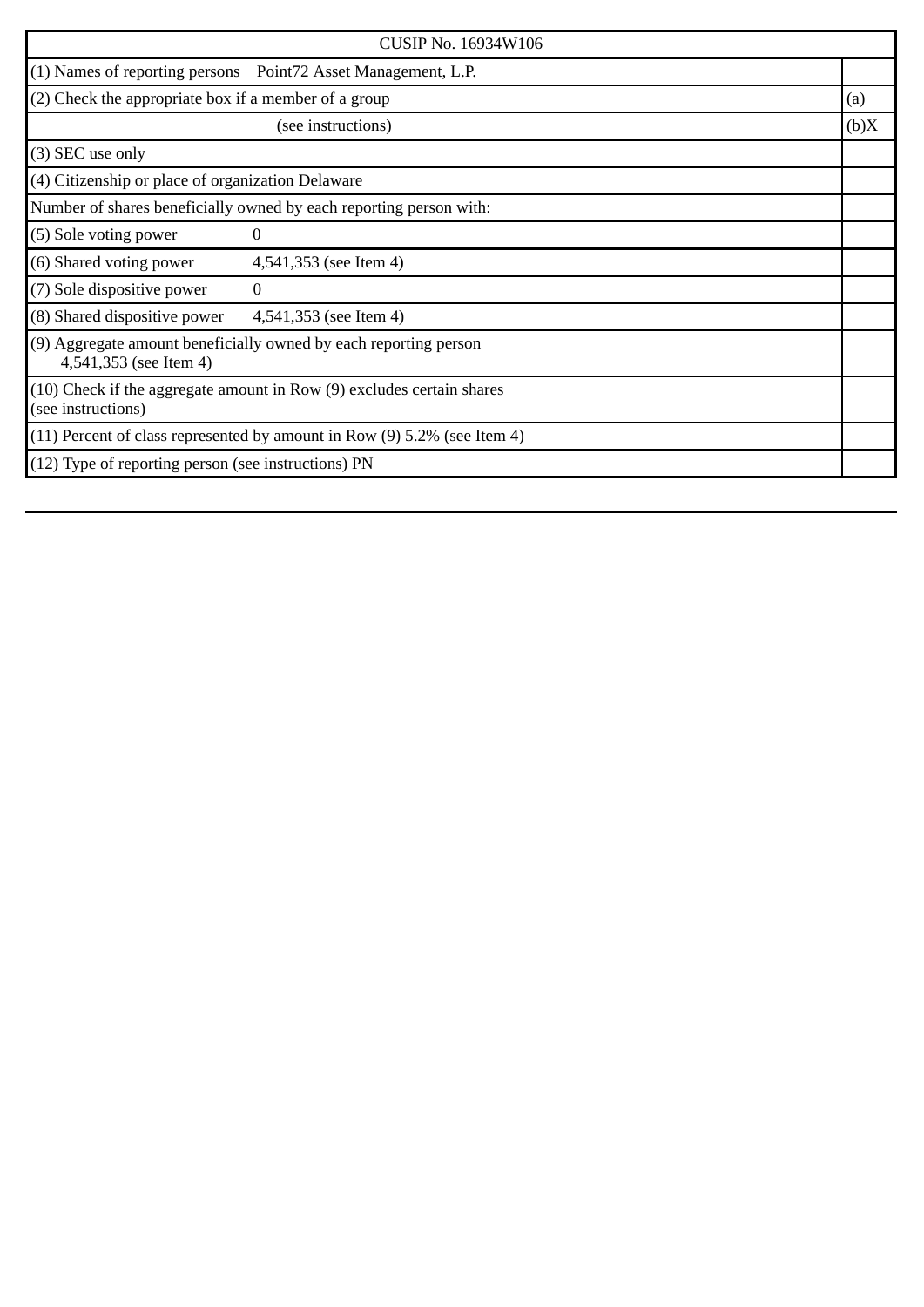| CUSIP No. 16934W106 | |
|---|---|
| (1) Names of reporting persons Point72 Asset Management, L.P. | |
| (2) Check the appropriate box if a member of a group | (a) |
| (see instructions) | (b)X |
| (3) SEC use only | |
| (4) Citizenship or place of organization Delaware | |
| Number of shares beneficially owned by each reporting person with: | |
| (5) Sole voting power 0 | |
| (6) Shared voting power 4,541,353 (see Item 4) | |
| (7) Sole dispositive power 0 | |
| (8) Shared dispositive power 4,541,353 (see Item 4) | |
| (9) Aggregate amount beneficially owned by each reporting person 4,541,353 (see Item 4) | |
| (10) Check if the aggregate amount in Row (9) excludes certain shares (see instructions) | |
| (11) Percent of class represented by amount in Row (9) 5.2% (see Item 4) | |
| (12) Type of reporting person (see instructions) PN | |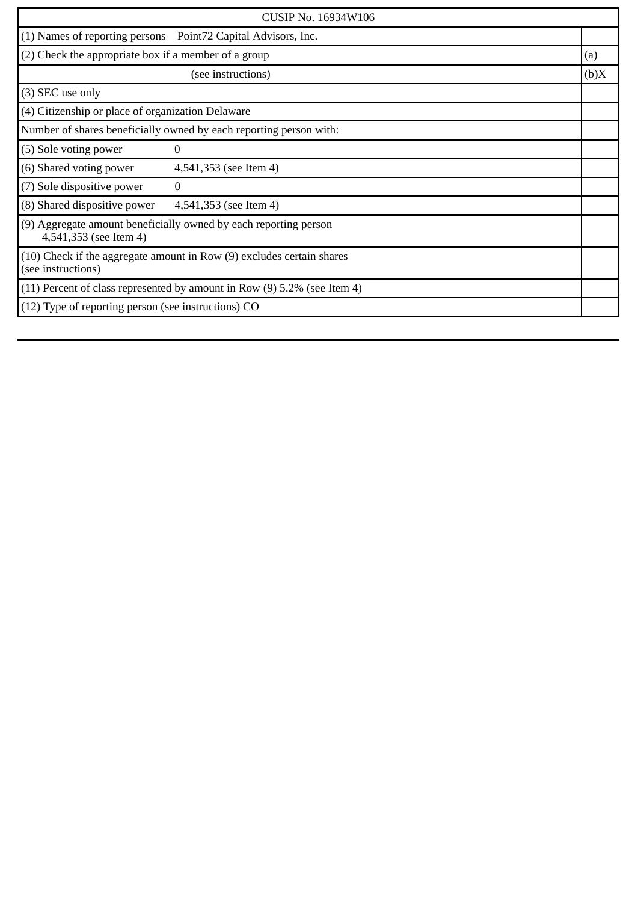| CUSIP No. 16934W106 | |
| --- | --- |
| (1) Names of reporting persons Point72 Capital Advisors, Inc. | |
| (2) Check the appropriate box if a member of a group | (a) |
| (see instructions) | (b)X |
| (3) SEC use only | |
| (4) Citizenship or place of organization Delaware | |
| Number of shares beneficially owned by each reporting person with: | |
| (5) Sole voting power 0 | |
| (6) Shared voting power 4,541,353 (see Item 4) | |
| (7) Sole dispositive power 0 | |
| (8) Shared dispositive power 4,541,353 (see Item 4) | |
| (9) Aggregate amount beneficially owned by each reporting person 4,541,353 (see Item 4) | |
| (10) Check if the aggregate amount in Row (9) excludes certain shares (see instructions) | |
| (11) Percent of class represented by amount in Row (9) 5.2% (see Item 4) | |
| (12) Type of reporting person (see instructions) CO | |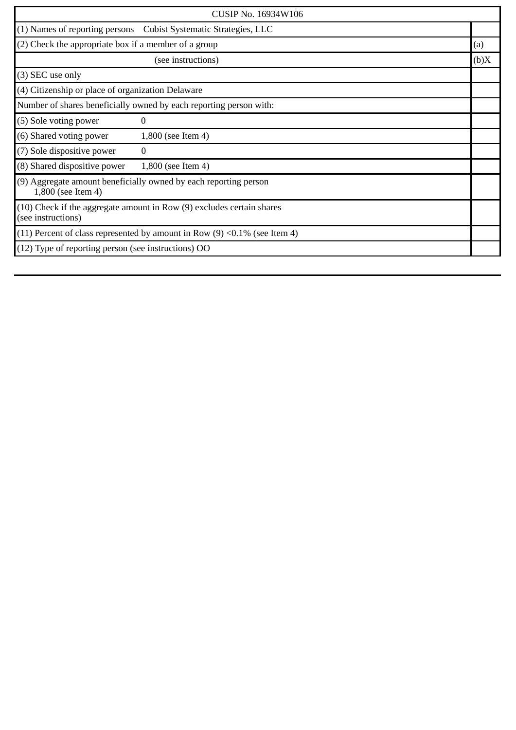| CUSIP No. 16934W106 | |
|---|---|
| (1) Names of reporting persons Cubist Systematic Strategies, LLC | |
| (2) Check the appropriate box if a member of a group | (a) |
| (see instructions) | (b)X |
| (3) SEC use only | |
| (4) Citizenship or place of organization Delaware | |
| Number of shares beneficially owned by each reporting person with: | |
| (5) Sole voting power 0 | |
| (6) Shared voting power 1,800 (see Item 4) | |
| (7) Sole dispositive power 0 | |
| (8) Shared dispositive power 1,800 (see Item 4) | |
| (9) Aggregate amount beneficially owned by each reporting person 1,800 (see Item 4) | |
| (10) Check if the aggregate amount in Row (9) excludes certain shares (see instructions) | |
| (11) Percent of class represented by amount in Row (9) <0.1% (see Item 4) | |
| (12) Type of reporting person (see instructions) OO | |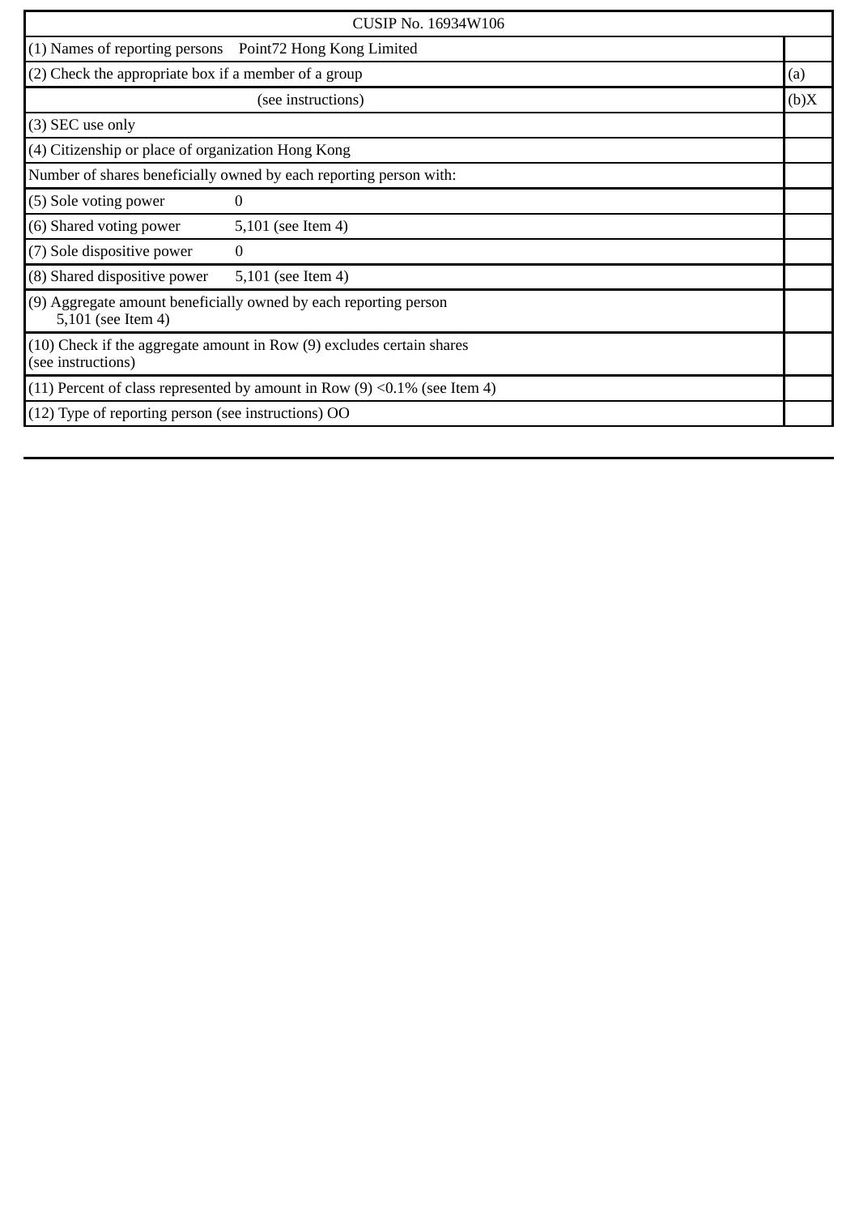| CUSIP No. 16934W106 | |
|---|---|
| (1) Names of reporting persons Point72 Hong Kong Limited | |
| (2) Check the appropriate box if a member of a group | (a) |
| (see instructions) | (b)X |
| (3) SEC use only | |
| (4) Citizenship or place of organization Hong Kong | |
| Number of shares beneficially owned by each reporting person with: | |
| (5) Sole voting power 0 | |
| (6) Shared voting power 5,101 (see Item 4) | |
| (7) Sole dispositive power 0 | |
| (8) Shared dispositive power 5,101 (see Item 4) | |
| (9) Aggregate amount beneficially owned by each reporting person 5,101 (see Item 4) | |
| (10) Check if the aggregate amount in Row (9) excludes certain shares (see instructions) | |
| (11) Percent of class represented by amount in Row (9) <0.1% (see Item 4) | |
| (12) Type of reporting person (see instructions) OO | |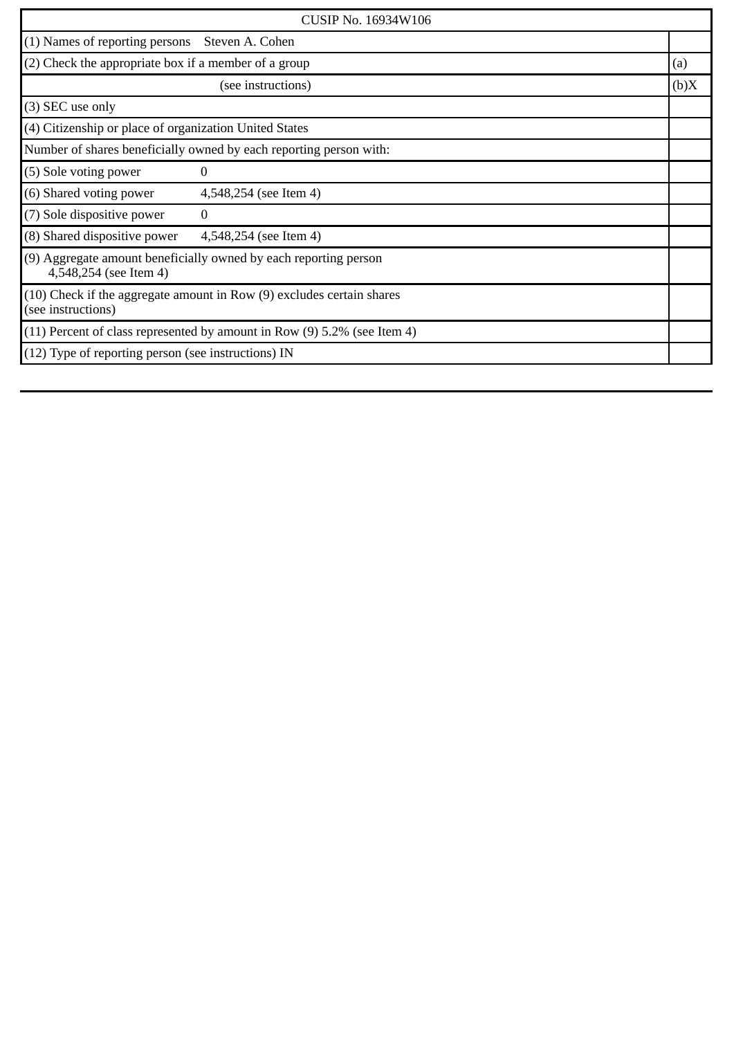| CUSIP No. 16934W106 | |
|---|---|
| (1) Names of reporting persons   Steven A. Cohen | |
| (2) Check the appropriate box if a member of a group | (a) |
| (see instructions) | (b)X |
| (3) SEC use only | |
| (4) Citizenship or place of organization United States | |
| Number of shares beneficially owned by each reporting person with: | |
| (5) Sole voting power   0 | |
| (6) Shared voting power   4,548,254 (see Item 4) | |
| (7) Sole dispositive power   0 | |
| (8) Shared dispositive power   4,548,254 (see Item 4) | |
| (9) Aggregate amount beneficially owned by each reporting person 4,548,254 (see Item 4) | |
| (10) Check if the aggregate amount in Row (9) excludes certain shares (see instructions) | |
| (11) Percent of class represented by amount in Row (9) 5.2% (see Item 4) | |
| (12) Type of reporting person (see instructions) IN | |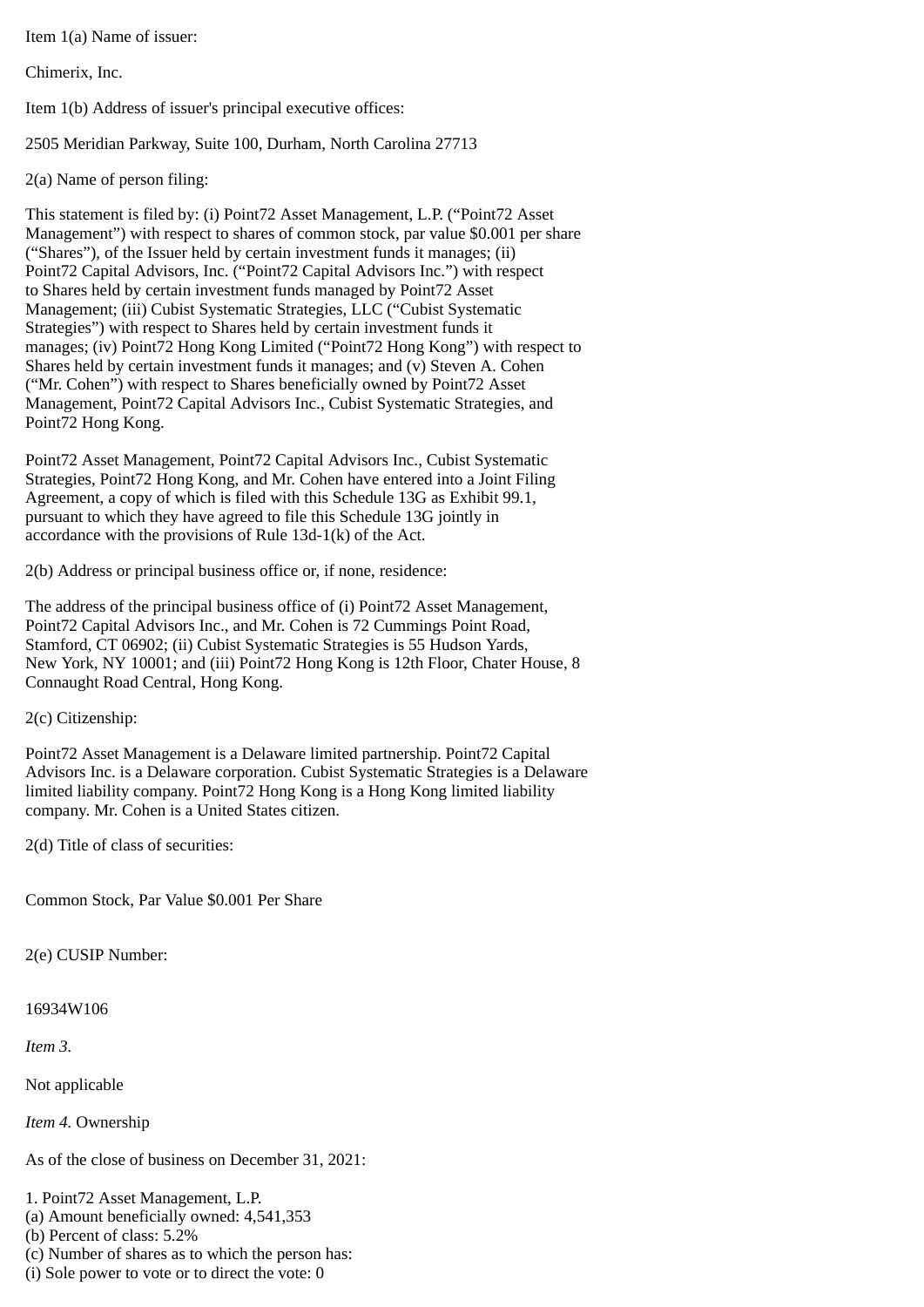Item 1(a) Name of issuer:

Chimerix, Inc.

Item 1(b) Address of issuer's principal executive offices:

2505 Meridian Parkway, Suite 100, Durham, North Carolina 27713

2(a) Name of person filing:

This statement is filed by: (i) Point72 Asset Management, L.P. ("Point72 Asset Management") with respect to shares of common stock, par value $0.001 per share ("Shares"), of the Issuer held by certain investment funds it manages; (ii) Point72 Capital Advisors, Inc. ("Point72 Capital Advisors Inc.") with respect to Shares held by certain investment funds managed by Point72 Asset Management; (iii) Cubist Systematic Strategies, LLC ("Cubist Systematic Strategies") with respect to Shares held by certain investment funds it manages; (iv) Point72 Hong Kong Limited ("Point72 Hong Kong") with respect to Shares held by certain investment funds it manages; and (v) Steven A. Cohen ("Mr. Cohen") with respect to Shares beneficially owned by Point72 Asset Management, Point72 Capital Advisors Inc., Cubist Systematic Strategies, and Point72 Hong Kong.

Point72 Asset Management, Point72 Capital Advisors Inc., Cubist Systematic Strategies, Point72 Hong Kong, and Mr. Cohen have entered into a Joint Filing Agreement, a copy of which is filed with this Schedule 13G as Exhibit 99.1, pursuant to which they have agreed to file this Schedule 13G jointly in accordance with the provisions of Rule 13d-1(k) of the Act.

2(b) Address or principal business office or, if none, residence:

The address of the principal business office of (i) Point72 Asset Management, Point72 Capital Advisors Inc., and Mr. Cohen is 72 Cummings Point Road, Stamford, CT 06902; (ii) Cubist Systematic Strategies is 55 Hudson Yards, New York, NY 10001; and (iii) Point72 Hong Kong is 12th Floor, Chater House, 8 Connaught Road Central, Hong Kong.

2(c) Citizenship:

Point72 Asset Management is a Delaware limited partnership. Point72 Capital Advisors Inc. is a Delaware corporation. Cubist Systematic Strategies is a Delaware limited liability company. Point72 Hong Kong is a Hong Kong limited liability company. Mr. Cohen is a United States citizen.

2(d) Title of class of securities:

Common Stock, Par Value $0.001 Per Share

2(e) CUSIP Number:

16934W106

*Item 3.*

Not applicable

*Item 4.* Ownership

As of the close of business on December 31, 2021:

1. Point72 Asset Management, L.P.
(a) Amount beneficially owned: 4,541,353
(b) Percent of class: 5.2%
(c) Number of shares as to which the person has:
(i) Sole power to vote or to direct the vote: 0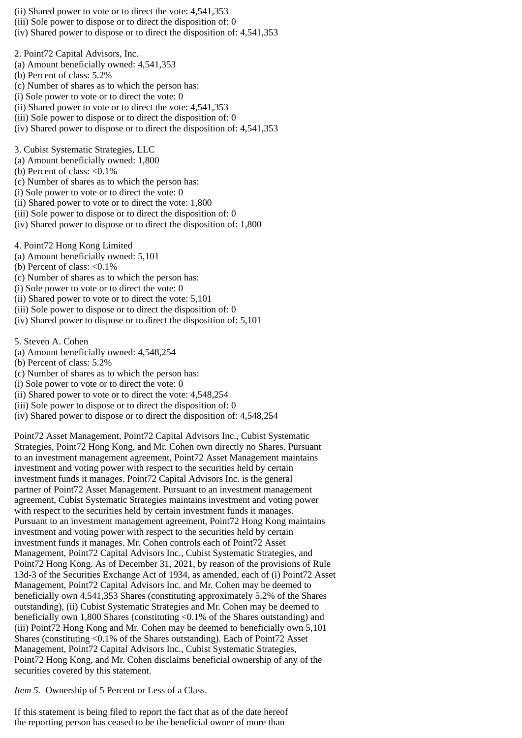(ii) Shared power to vote or to direct the vote: 4,541,353
(iii) Sole power to dispose or to direct the disposition of: 0
(iv) Shared power to dispose or to direct the disposition of: 4,541,353

2. Point72 Capital Advisors, Inc.
(a) Amount beneficially owned: 4,541,353
(b) Percent of class: 5.2%
(c) Number of shares as to which the person has:
(i) Sole power to vote or to direct the vote: 0
(ii) Shared power to vote or to direct the vote: 4,541,353
(iii) Sole power to dispose or to direct the disposition of: 0
(iv) Shared power to dispose or to direct the disposition of: 4,541,353

3. Cubist Systematic Strategies, LLC
(a) Amount beneficially owned: 1,800
(b) Percent of class: <0.1%
(c) Number of shares as to which the person has:
(i) Sole power to vote or to direct the vote: 0
(ii) Shared power to vote or to direct the vote: 1,800
(iii) Sole power to dispose or to direct the disposition of: 0
(iv) Shared power to dispose or to direct the disposition of: 1,800

4. Point72 Hong Kong Limited
(a) Amount beneficially owned: 5,101
(b) Percent of class: <0.1%
(c) Number of shares as to which the person has:
(i) Sole power to vote or to direct the vote: 0
(ii) Shared power to vote or to direct the vote: 5,101
(iii) Sole power to dispose or to direct the disposition of: 0
(iv) Shared power to dispose or to direct the disposition of: 5,101

5. Steven A. Cohen
(a) Amount beneficially owned: 4,548,254
(b) Percent of class: 5.2%
(c) Number of shares as to which the person has:
(i) Sole power to vote or to direct the vote: 0
(ii) Shared power to vote or to direct the vote: 4,548,254
(iii) Sole power to dispose or to direct the disposition of: 0
(iv) Shared power to dispose or to direct the disposition of: 4,548,254

Point72 Asset Management, Point72 Capital Advisors Inc., Cubist Systematic Strategies, Point72 Hong Kong, and Mr. Cohen own directly no Shares. Pursuant to an investment management agreement, Point72 Asset Management maintains investment and voting power with respect to the securities held by certain investment funds it manages. Point72 Capital Advisors Inc. is the general partner of Point72 Asset Management. Pursuant to an investment management agreement, Cubist Systematic Strategies maintains investment and voting power with respect to the securities held by certain investment funds it manages. Pursuant to an investment management agreement, Point72 Hong Kong maintains investment and voting power with respect to the securities held by certain investment funds it manages. Mr. Cohen controls each of Point72 Asset Management, Point72 Capital Advisors Inc., Cubist Systematic Strategies, and Point72 Hong Kong. As of December 31, 2021, by reason of the provisions of Rule 13d-3 of the Securities Exchange Act of 1934, as amended, each of (i) Point72 Asset Management, Point72 Capital Advisors Inc. and Mr. Cohen may be deemed to beneficially own 4,541,353 Shares (constituting approximately 5.2% of the Shares outstanding), (ii) Cubist Systematic Strategies and Mr. Cohen may be deemed to beneficially own 1,800 Shares (constituting <0.1% of the Shares outstanding) and (iii) Point72 Hong Kong and Mr. Cohen may be deemed to beneficially own 5,101 Shares (constituting <0.1% of the Shares outstanding). Each of Point72 Asset Management, Point72 Capital Advisors Inc., Cubist Systematic Strategies, Point72 Hong Kong, and Mr. Cohen disclaims beneficial ownership of any of the securities covered by this statement.

*Item 5.* Ownership of 5 Percent or Less of a Class.

If this statement is being filed to report the fact that as of the date hereof the reporting person has ceased to be the beneficial owner of more than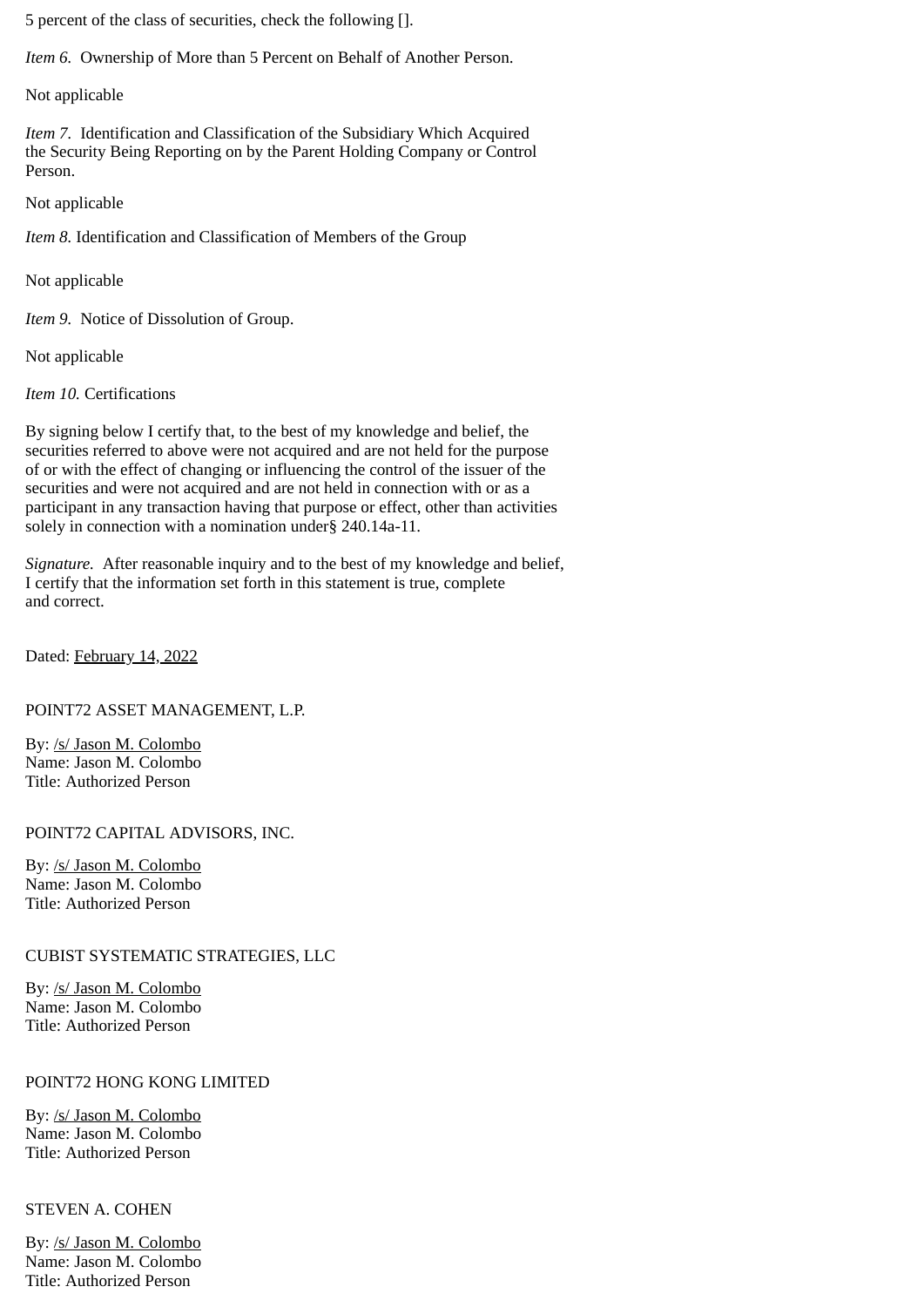5 percent of the class of securities, check the following [].

*Item 6.* Ownership of More than 5 Percent on Behalf of Another Person.

Not applicable

*Item 7.* Identification and Classification of the Subsidiary Which Acquired the Security Being Reporting on by the Parent Holding Company or Control Person.

Not applicable

*Item 8.* Identification and Classification of Members of the Group

Not applicable

*Item 9.* Notice of Dissolution of Group.

Not applicable

*Item 10.* Certifications

By signing below I certify that, to the best of my knowledge and belief, the securities referred to above were not acquired and are not held for the purpose of or with the effect of changing or influencing the control of the issuer of the securities and were not acquired and are not held in connection with or as a participant in any transaction having that purpose or effect, other than activities solely in connection with a nomination under§ 240.14a-11.

*Signature.* After reasonable inquiry and to the best of my knowledge and belief, I certify that the information set forth in this statement is true, complete and correct.

Dated: February 14, 2022

POINT72 ASSET MANAGEMENT, L.P.

By: /s/ Jason M. Colombo
Name: Jason M. Colombo
Title: Authorized Person

POINT72 CAPITAL ADVISORS, INC.

By: /s/ Jason M. Colombo
Name: Jason M. Colombo
Title: Authorized Person

CUBIST SYSTEMATIC STRATEGIES, LLC

By: /s/ Jason M. Colombo
Name: Jason M. Colombo
Title: Authorized Person

POINT72 HONG KONG LIMITED

By: /s/ Jason M. Colombo
Name: Jason M. Colombo
Title: Authorized Person

STEVEN A. COHEN

By: /s/ Jason M. Colombo
Name: Jason M. Colombo
Title: Authorized Person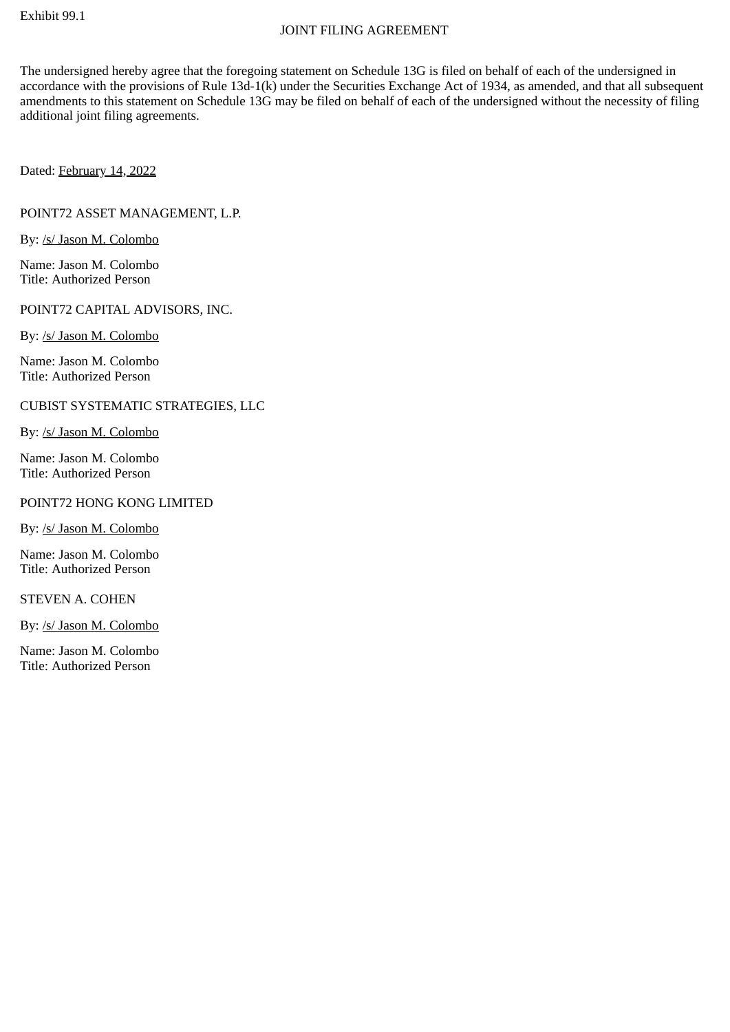Exhibit 99.1

JOINT FILING AGREEMENT

The undersigned hereby agree that the foregoing statement on Schedule 13G is filed on behalf of each of the undersigned in accordance with the provisions of Rule 13d-1(k) under the Securities Exchange Act of 1934, as amended, and that all subsequent amendments to this statement on Schedule 13G may be filed on behalf of each of the undersigned without the necessity of filing additional joint filing agreements.

Dated: February 14, 2022

POINT72 ASSET MANAGEMENT, L.P.

By: /s/ Jason M. Colombo

Name: Jason M. Colombo
Title: Authorized Person

POINT72 CAPITAL ADVISORS, INC.

By: /s/ Jason M. Colombo

Name: Jason M. Colombo
Title: Authorized Person

CUBIST SYSTEMATIC STRATEGIES, LLC

By: /s/ Jason M. Colombo

Name: Jason M. Colombo
Title: Authorized Person

POINT72 HONG KONG LIMITED

By: /s/ Jason M. Colombo

Name: Jason M. Colombo
Title: Authorized Person

STEVEN A. COHEN

By: /s/ Jason M. Colombo

Name: Jason M. Colombo
Title: Authorized Person